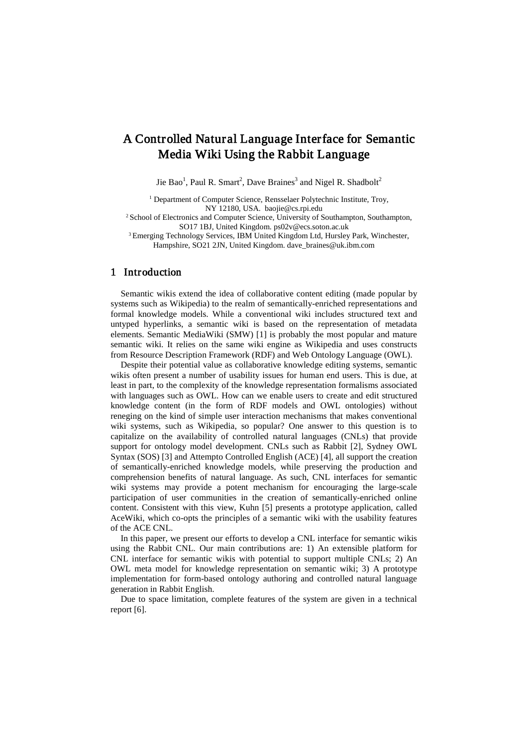# A Controlled Natural Language Interface for Semantic Media Wiki Using the Rabbit Language

Jie Bao[1], Paul R. Smart[2], Dave Braines[3] and Nigel R. Shadbolt[2]

[1] Department of Computer Science, Rensselaer Polytechnic Institute, Troy, NY 12180, USA. baojie@cs.rpi.edu
[2] School of Electronics and Computer Science, University of Southampton, Southampton, SO17 1BJ, United Kingdom. ps02v@ecs.soton.ac.uk
[3] Emerging Technology Services, IBM United Kingdom Ltd, Hursley Park, Winchester, Hampshire, SO21 2JN, United Kingdom. dave_braines@uk.ibm.com

## 1 Introduction

Semantic wikis extend the idea of collaborative content editing (made popular by systems such as Wikipedia) to the realm of semantically-enriched representations and formal knowledge models. While a conventional wiki includes structured text and untyped hyperlinks, a semantic wiki is based on the representation of metadata elements. Semantic MediaWiki (SMW) [1] is probably the most popular and mature semantic wiki. It relies on the same wiki engine as Wikipedia and uses constructs from Resource Description Framework (RDF) and Web Ontology Language (OWL).

Despite their potential value as collaborative knowledge editing systems, semantic wikis often present a number of usability issues for human end users. This is due, at least in part, to the complexity of the knowledge representation formalisms associated with languages such as OWL. How can we enable users to create and edit structured knowledge content (in the form of RDF models and OWL ontologies) without reneging on the kind of simple user interaction mechanisms that makes conventional wiki systems, such as Wikipedia, so popular? One answer to this question is to capitalize on the availability of controlled natural languages (CNLs) that provide support for ontology model development. CNLs such as Rabbit [2], Sydney OWL Syntax (SOS) [3] and Attempto Controlled English (ACE) [4], all support the creation of semantically-enriched knowledge models, while preserving the production and comprehension benefits of natural language. As such, CNL interfaces for semantic wiki systems may provide a potent mechanism for encouraging the large-scale participation of user communities in the creation of semantically-enriched online content. Consistent with this view, Kuhn [5] presents a prototype application, called AceWiki, which co-opts the principles of a semantic wiki with the usability features of the ACE CNL.

In this paper, we present our efforts to develop a CNL interface for semantic wikis using the Rabbit CNL. Our main contributions are: 1) An extensible platform for CNL interface for semantic wikis with potential to support multiple CNLs; 2) An OWL meta model for knowledge representation on semantic wiki; 3) A prototype implementation for form-based ontology authoring and controlled natural language generation in Rabbit English.

Due to space limitation, complete features of the system are given in a technical report [6].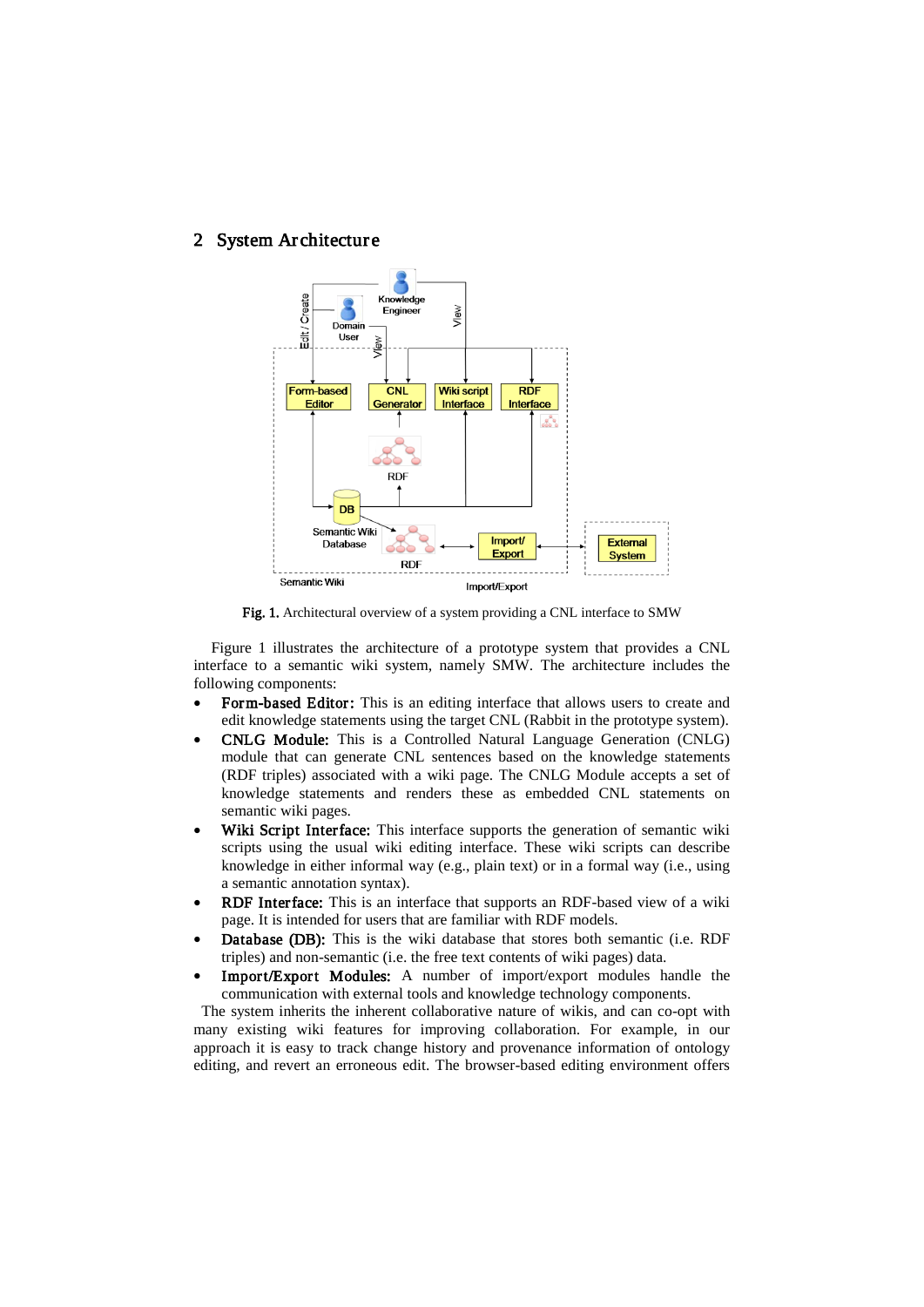## 2 System Architecture

Fig. 1. Architectural overview of a system providing a CNL interface to SMW

Figure 1 illustrates the architecture of a prototype system that provides a CNL interface to a semantic wiki system, namely SMW. The architecture includes the following components:

- **Form-based Editor:** This is an editing interface that allows users to create and edit knowledge statements using the target CNL (Rabbit in the prototype system).
- **CNLG Module:** This is a Controlled Natural Language Generation (CNLG) module that can generate CNL sentences based on the knowledge statements (RDF triples) associated with a wiki page. The CNLG Module accepts a set of knowledge statements and renders these as embedded CNL statements on semantic wiki pages.
- **Wiki Script Interface:** This interface supports the generation of semantic wiki scripts using the usual wiki editing interface. These wiki scripts can describe knowledge in either informal way (e.g., plain text) or in a formal way (i.e., using a semantic annotation syntax).
- **RDF Interface:** This is an interface that supports an RDF-based view of a wiki page. It is intended for users that are familiar with RDF models.
- **Database (DB):** This is the wiki database that stores both semantic (i.e. RDF triples) and non-semantic (i.e. the free text contents of wiki pages) data.
- **Import/Export Modules:** A number of import/export modules handle the communication with external tools and knowledge technology components.

The system inherits the inherent collaborative nature of wikis, and can co-opt with many existing wiki features for improving collaboration. For example, in our approach it is easy to track change history and provenance information of ontology editing, and revert an erroneous edit. The browser-based editing environment offers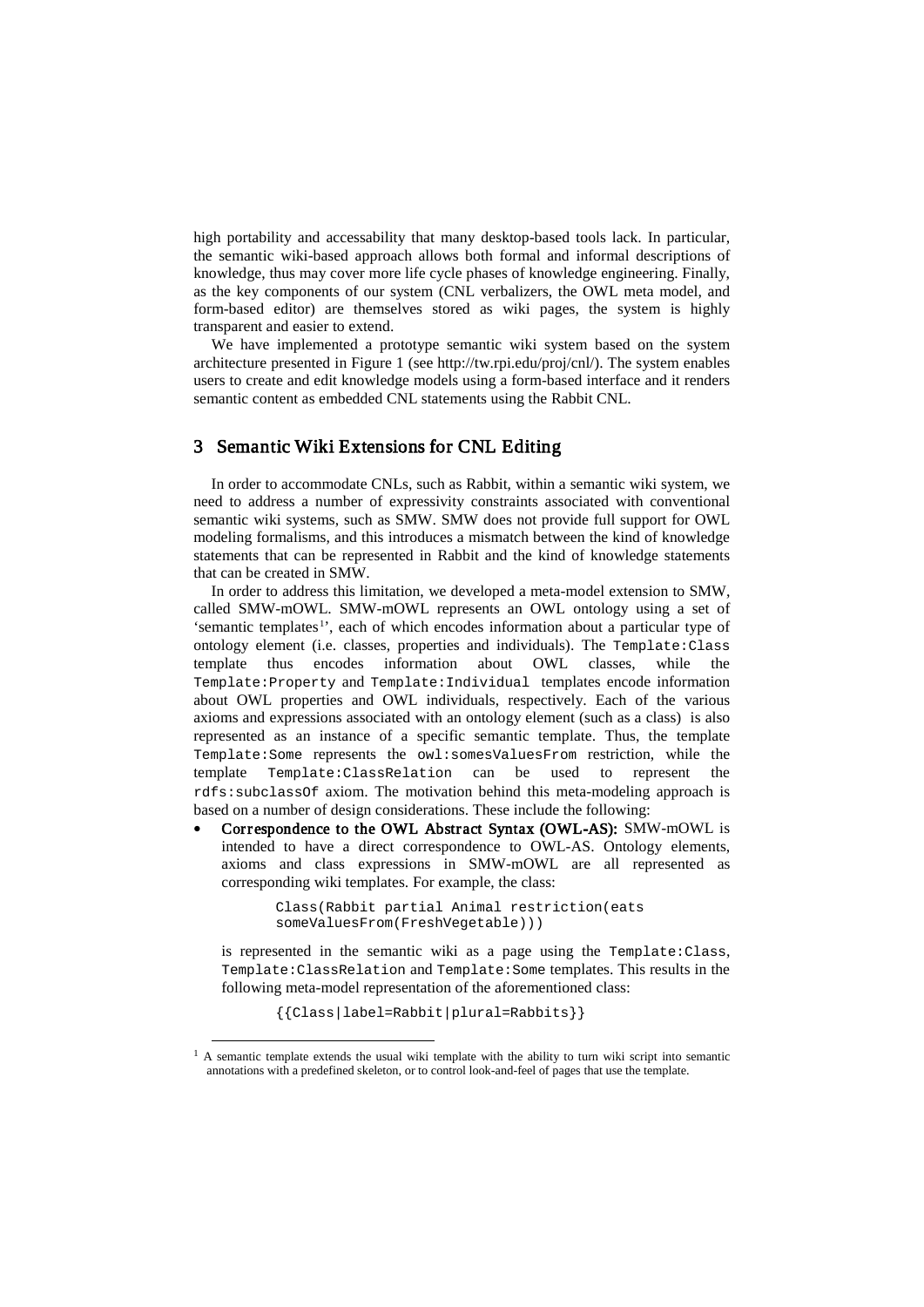high portability and accessability that many desktop-based tools lack. In particular, the semantic wiki-based approach allows both formal and informal descriptions of knowledge, thus may cover more life cycle phases of knowledge engineering. Finally, as the key components of our system (CNL verbalizers, the OWL meta model, and form-based editor) are themselves stored as wiki pages, the system is highly transparent and easier to extend.

We have implemented a prototype semantic wiki system based on the system architecture presented in Figure 1 (see http://tw.rpi.edu/proj/cnl/). The system enables users to create and edit knowledge models using a form-based interface and it renders semantic content as embedded CNL statements using the Rabbit CNL.

## 3 Semantic Wiki Extensions for CNL Editing

In order to accommodate CNLs, such as Rabbit, within a semantic wiki system, we need to address a number of expressivity constraints associated with conventional semantic wiki systems, such as SMW. SMW does not provide full support for OWL modeling formalisms, and this introduces a mismatch between the kind of knowledge statements that can be represented in Rabbit and the kind of knowledge statements that can be created in SMW.

In order to address this limitation, we developed a meta-model extension to SMW, called SMW-mOWL. SMW-mOWL represents an OWL ontology using a set of 'semantic templates[1]', each of which encodes information about a particular type of ontology element (i.e. classes, properties and individuals). The `Template:Class` template thus encodes information about OWL classes, while the `Template:Property` and `Template:Individual` templates encode information about OWL properties and OWL individuals, respectively. Each of the various axioms and expressions associated with an ontology element (such as a class) is also represented as an instance of a specific semantic template. Thus, the template `Template:Some` represents the `owl:somesValuesFrom` restriction, while the template `Template:ClassRelation` can be used to represent the `rdfs:subclassOf` axiom. The motivation behind this meta-modeling approach is based on a number of design considerations. These include the following:

- **Correspondence to the OWL Abstract Syntax (OWL-AS):** SMW-mOWL is intended to have a direct correspondence to OWL-AS. Ontology elements, axioms and class expressions in SMW-mOWL are all represented as corresponding wiki templates. For example, the class:

```
Class(Rabbit partial Animal restriction(eats
someValuesFrom(FreshVegetable)))
```

  is represented in the semantic wiki as a page using the `Template:Class`, `Template:ClassRelation` and `Template:Some` templates. This results in the following meta-model representation of the aforementioned class:

```
{{Class|label=Rabbit|plural=Rabbits}}
```

[1] A semantic template extends the usual wiki template with the ability to turn wiki script into semantic annotations with a predefined skeleton, or to control look-and-feel of pages that use the template.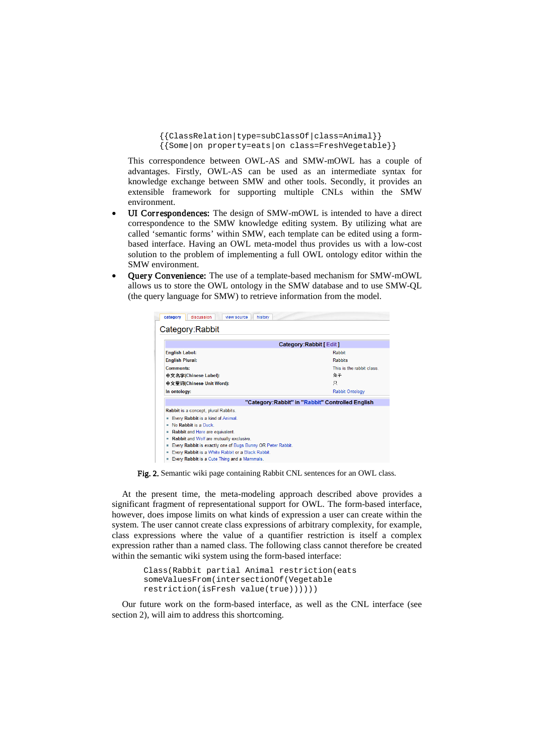```
{{ClassRelation|type=subClassOf|class=Animal}}
{{Some|on property=eats|on class=FreshVegetable}}
```

This correspondence between OWL-AS and SMW-mOWL has a couple of advantages. Firstly, OWL-AS can be used as an intermediate syntax for knowledge exchange between SMW and other tools. Secondly, it provides an extensible framework for supporting multiple CNLs within the SMW environment.

- **UI Correspondences:** The design of SMW-mOWL is intended to have a direct correspondence to the SMW knowledge editing system. By utilizing what are called 'semantic forms' within SMW, each template can be edited using a form-based interface. Having an OWL meta-model thus provides us with a low-cost solution to the problem of implementing a full OWL ontology editor within the SMW environment.
- **Query Convenience:** The use of a template-based mechanism for SMW-mOWL allows us to store the OWL ontology in the SMW database and to use SMW-QL (the query language for SMW) to retrieve information from the model.

**Fig. 2.** Semantic wiki page containing Rabbit CNL sentences for an OWL class.

At the present time, the meta-modeling approach described above provides a significant fragment of representational support for OWL. The form-based interface, however, does impose limits on what kinds of expression a user can create within the system. The user cannot create class expressions of arbitrary complexity, for example, class expressions where the value of a quantifier restriction is itself a complex expression rather than a named class. The following class cannot therefore be created within the semantic wiki system using the form-based interface:

```
Class(Rabbit partial Animal restriction(eats
someValuesFrom(intersectionOf(Vegetable
restriction(isFresh value(true))))))
```

Our future work on the form-based interface, as well as the CNL interface (see section 2), will aim to address this shortcoming.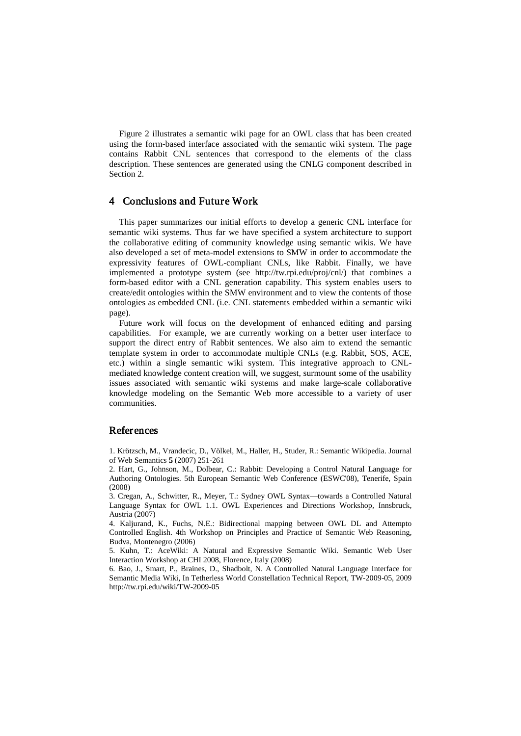Figure 2 illustrates a semantic wiki page for an OWL class that has been created using the form-based interface associated with the semantic wiki system. The page contains Rabbit CNL sentences that correspond to the elements of the class description. These sentences are generated using the CNLG component described in Section 2.

## 4 Conclusions and Future Work

This paper summarizes our initial efforts to develop a generic CNL interface for semantic wiki systems. Thus far we have specified a system architecture to support the collaborative editing of community knowledge using semantic wikis. We have also developed a set of meta-model extensions to SMW in order to accommodate the expressivity features of OWL-compliant CNLs, like Rabbit. Finally, we have implemented a prototype system (see http://tw.rpi.edu/proj/cnl/) that combines a form-based editor with a CNL generation capability. This system enables users to create/edit ontologies within the SMW environment and to view the contents of those ontologies as embedded CNL (i.e. CNL statements embedded within a semantic wiki page).

Future work will focus on the development of enhanced editing and parsing capabilities. For example, we are currently working on a better user interface to support the direct entry of Rabbit sentences. We also aim to extend the semantic template system in order to accommodate multiple CNLs (e.g. Rabbit, SOS, ACE, etc.) within a single semantic wiki system. This integrative approach to CNL-mediated knowledge content creation will, we suggest, surmount some of the usability issues associated with semantic wiki systems and make large-scale collaborative knowledge modeling on the Semantic Web more accessible to a variety of user communities.

## References

1. Krötzsch, M., Vrandecic, D., Völkel, M., Haller, H., Studer, R.: Semantic Wikipedia. Journal of Web Semantics **5** (2007) 251-261

2. Hart, G., Johnson, M., Dolbear, C.: Rabbit: Developing a Control Natural Language for Authoring Ontologies. 5th European Semantic Web Conference (ESWC'08), Tenerife, Spain (2008)

3. Cregan, A., Schwitter, R., Meyer, T.: Sydney OWL Syntax—towards a Controlled Natural Language Syntax for OWL 1.1. OWL Experiences and Directions Workshop, Innsbruck, Austria (2007)

4. Kaljurand, K., Fuchs, N.E.: Bidirectional mapping between OWL DL and Attempto Controlled English. 4th Workshop on Principles and Practice of Semantic Web Reasoning, Budva, Montenegro (2006)

5. Kuhn, T.: AceWiki: A Natural and Expressive Semantic Wiki. Semantic Web User Interaction Workshop at CHI 2008, Florence, Italy (2008)

6. Bao, J., Smart, P., Braines, D., Shadbolt, N. A Controlled Natural Language Interface for Semantic Media Wiki, In Tetherless World Constellation Technical Report, TW-2009-05, 2009 http://tw.rpi.edu/wiki/TW-2009-05